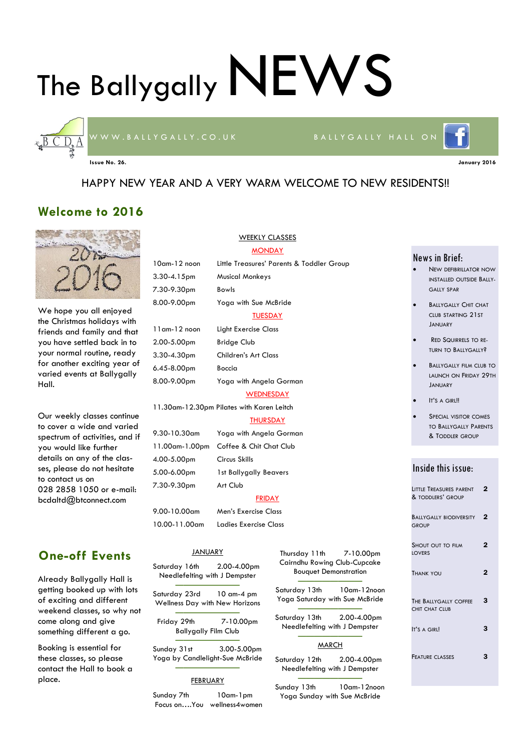# The Ballygally NEWS

WWW.BALLYGALLY.CO.UK BALLYGALLY HALL ON

**Issue No. 26.** **January 2016**

HAPPY NEW YEAR AND A VERY WARM WELCOME TO NEW RESIDENTS!!

## Welcome to 2016

We hope you all enjoyed the Christmas holidays with friends and family and that you have settled back in to your normal routine, ready for another exciting year of varied events at Ballygally Hall.

Our weekly classes continue to cover a wide and varied spectrum of activities, and if you would like further details on any of the classes, please do not hesitate to contact us on 028 2858 1050 or e-mail: bcdaltd@btconnect.com

WEEKLY CLASSES

MONDAY

| | |
|---|---|
| 10am-12 noon | Little Treasures' Parents & Toddler Group |
| 3.30-4.15pm | Musical Monkeys |
| 7.30-9.30pm | Bowls |
| 8.00-9.00pm | Yoga with Sue McBride |

TUESDAY

| | |
|---|---|
| 11am-12 noon | Light Exercise Class |
| 2.00-5.00pm | Bridge Club |
| 3.30-4.30pm | Children's Art Class |
| 6.45-8.00pm | Boccia |
| 8.00-9.00pm | Yoga with Angela Gorman |

WEDNESDAY

11.30am-12.30pm Pilates with Karen Leitch

THURSDAY

| | |
|---|---|
| 9.30-10.30am | Yoga with Angela Gorman |
| 11.00am-1.00pm | Coffee & Chit Chat Club |
| 4.00-5.00pm | Circus Skills |
| 5.00-6.00pm | 1st Ballygally Beavers |
| 7.30-9.30pm | Art Club |

FRIDAY

| | |
|---|---|
| 9.00-10.00am | Men's Exercise Class |
| 10.00-11.00am | Ladies Exercise Class |

## One-off Events

Already Ballygally Hall is getting booked up with lots of exciting and different weekend classes, so why not come along and give something different a go.

Booking is essential for these classes, so please contact the Hall to book a place.

JANUARY

Saturday 16th 2.00-4.00pm
Needlefelting with J Dempster

Saturday 23rd 10 am-4 pm
Wellness Day with New Horizons

Friday 29th 7-10.00pm
Ballygally Film Club

Sunday 31st 3.00-5.00pm
Yoga by Candlelight-Sue McBride

FEBRUARY

Sunday 7th 10am-1pm
Focus on….You wellness4women

Thursday 11th 7-10.00pm
Cairndhu Rowing Club-Cupcake Bouquet Demonstration

Saturday 13th 10am-12noon
Yoga Saturday with Sue McBride

Saturday 13th 2.00-4.00pm
Needlefelting with J Dempster

MARCH

Saturday 12th 2.00-4.00pm
Needlefelting with J Dempster

Sunday 13th 10am-12noon
Yoga Sunday with Sue McBride

### News in Brief:

- New defibrillator now installed outside Ballygally Spar
- Ballygally Chit Chat club starting 21st January
- Red Squirrels to return to Ballygally?
- Ballygally Film Club to launch on Friday 29th January
- It's a girl!!
- Special visitor comes to Ballygally Parents & Toddler Group

### Inside this issue:

| | |
|---|---|
| Little Treasures Parent & Toddlers' Group | 2 |
| Ballygally Biodiversity Group | 2 |
| Shout out to film lovers | 2 |
| Thank you | 2 |
| The Ballygally Coffee Chit Chat Club | 3 |
| It's a girl! | 3 |
| Feature classes | 3 |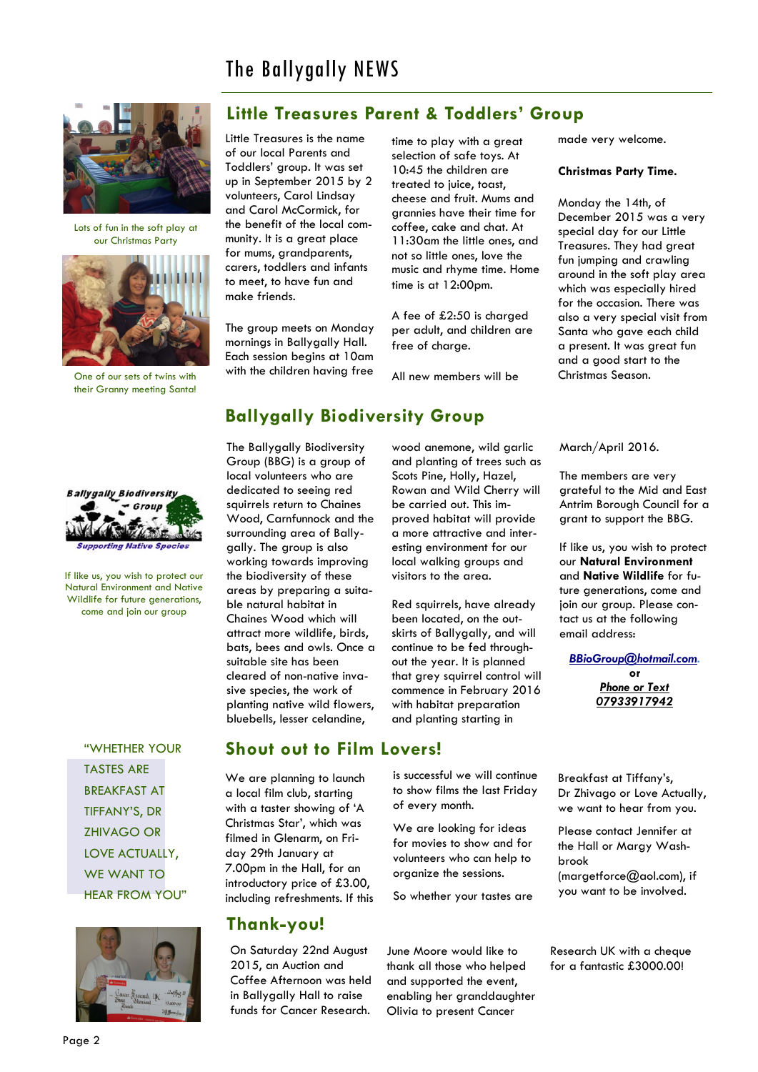## Little Treasures Parent & Toddlers' Group

Lots of fun in the soft play at our Christmas Party

One of our sets of twins with their Granny meeting Santa!

Little Treasures is the name of our local Parents and Toddlers' group. It was set up in September 2015 by 2 volunteers, Carol Lindsay and Carol McCormick, for the benefit of the local community. It is a great place for mums, grandparents, carers, toddlers and infants to meet, to have fun and make friends.

The group meets on Monday mornings in Ballygally Hall. Each session begins at 10am with the children having free time to play with a great selection of safe toys. At 10:45 the children are treated to juice, toast, cheese and fruit. Mums and grannies have their time for coffee, cake and chat. At 11:30am the little ones, and not so little ones, love the music and rhyme time. Home time is at 12:00pm.

A fee of £2:50 is charged per adult, and children are free of charge.

All new members will be made very welcome.

**Christmas Party Time.**

Monday the 14th, of December 2015 was a very special day for our Little Treasures. They had great fun jumping and crawling around in the soft play area which was especially hired for the occasion. There was also a very special visit from Santa who gave each child a present. It was great fun and a good start to the Christmas Season.

## Ballygally Biodiversity Group

Ballygally Biodiversity Group
Supporting Native Species

If like us, you wish to protect our Natural Environment and Native Wildlife for future generations, come and join our group

The Ballygally Biodiversity Group (BBG) is a group of local volunteers who are dedicated to seeing red squirrels return to Chaines Wood, Carnfunnock and the surrounding area of Ballygally. The group is also working towards improving the biodiversity of these areas by preparing a suitable natural habitat in Chaines Wood which will attract more wildlife, birds, bats, bees and owls. Once a suitable site has been cleared of non-native invasive species, the work of planting native wild flowers, bluebells, lesser celandine, wood anemone, wild garlic and planting of trees such as Scots Pine, Holly, Hazel, Rowan and Wild Cherry will be carried out. This improved habitat will provide a more attractive and interesting environment for our local walking groups and visitors to the area.

Red squirrels, have already been located, on the outskirts of Ballygally, and will continue to be fed throughout the year. It is planned that grey squirrel control will commence in February 2016 with habitat preparation and planting starting in March/April 2016.

The members are very grateful to the Mid and East Antrim Borough Council for a grant to support the BBG.

If like us, you wish to protect our **Natural Environment** and **Native Wildlife** for future generations, come and join our group. Please contact us at the following email address:

***BBioGroup@hotmail.com***
**or**
***Phone or Text***
***07933917942***

## Shout out to Film Lovers!

"WHETHER YOUR TASTES ARE BREAKFAST AT TIFFANY'S, DR ZHIVAGO OR LOVE ACTUALLY, WE WANT TO HEAR FROM YOU"

We are planning to launch a local film club, starting with a taster showing of 'A Christmas Star', which was filmed in Glenarm, on Friday 29th January at 7.00pm in the Hall, for an introductory price of £3.00, including refreshments. If this is successful we will continue to show films the last Friday of every month.

We are looking for ideas for movies to show and for volunteers who can help to organize the sessions.

So whether your tastes are Breakfast at Tiffany's, Dr Zhivago or Love Actually, we want to hear from you.

Please contact Jennifer at the Hall or Margy Washbrook (margetforce@aol.com), if you want to be involved.

## Thank-you!

On Saturday 22nd August 2015, an Auction and Coffee Afternoon was held in Ballygally Hall to raise funds for Cancer Research. June Moore would like to thank all those who helped and supported the event, enabling her granddaughter Olivia to present Cancer Research UK with a cheque for a fantastic £3000.00!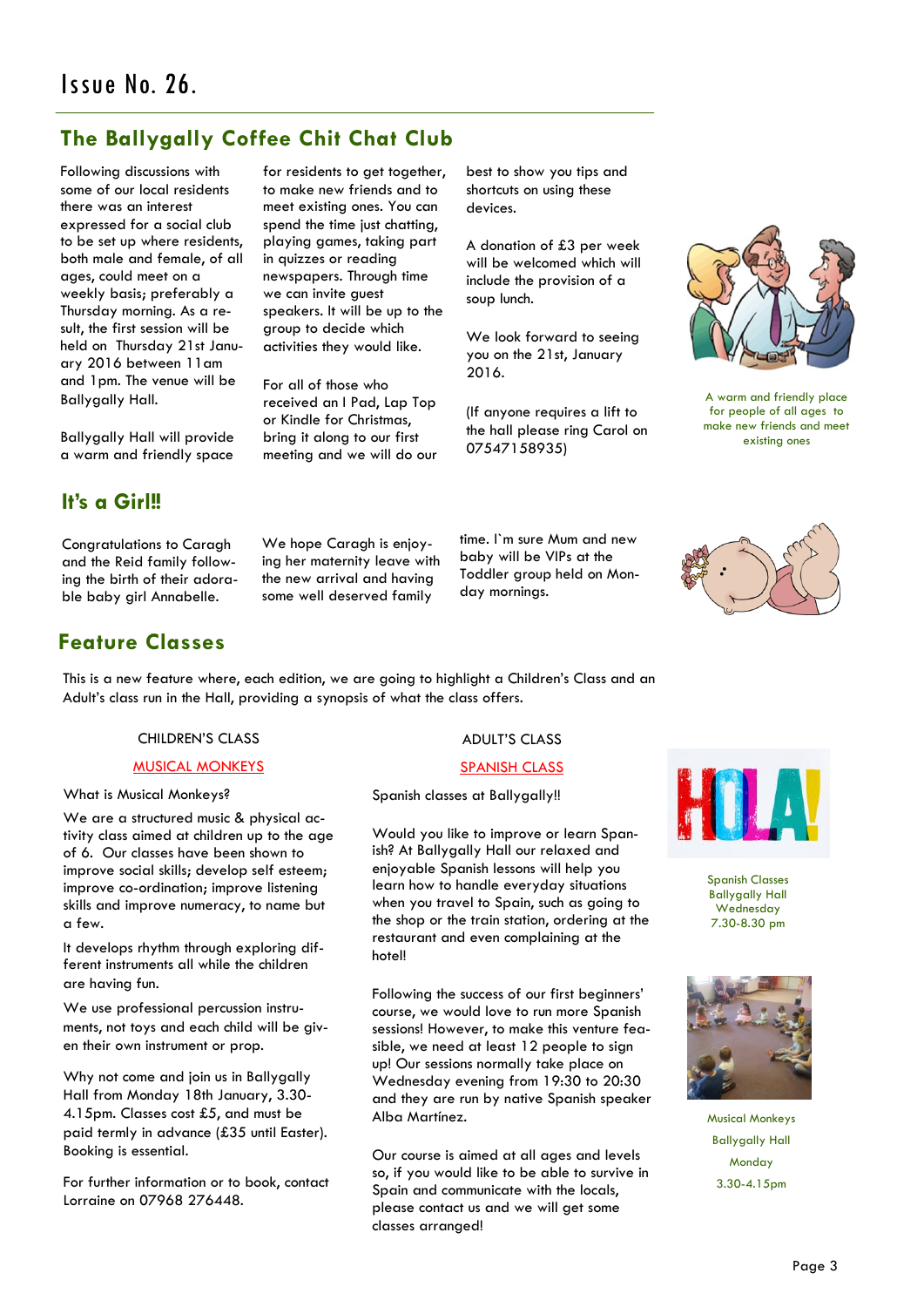Issue No. 26.

## The Ballygally Coffee Chit Chat Club

Following discussions with some of our local residents there was an interest expressed for a social club to be set up where residents, both male and female, of all ages, could meet on a weekly basis; preferably a Thursday morning. As a result, the first session will be held on Thursday 21st January 2016 between 11am and 1pm. The venue will be Ballygally Hall.

Ballygally Hall will provide a warm and friendly space for residents to get together, to make new friends and to meet existing ones. You can spend the time just chatting, playing games, taking part in quizzes or reading newspapers. Through time we can invite guest speakers. It will be up to the group to decide which activities they would like.

For all of those who received an I Pad, Lap Top or Kindle for Christmas, bring it along to our first meeting and we will do our best to show you tips and shortcuts on using these devices.

A donation of £3 per week will be welcomed which will include the provision of a soup lunch.

We look forward to seeing you on the 21st, January 2016.

(If anyone requires a lift to the hall please ring Carol on 07547158935)

A warm and friendly place for people of all ages to make new friends and meet existing ones

## It's a Girl!!

Congratulations to Caragh and the Reid family following the birth of their adorable baby girl Annabelle.

We hope Caragh is enjoying her maternity leave with the new arrival and having some well deserved family time. I`m sure Mum and new baby will be VIPs at the Toddler group held on Monday mornings.

## Feature Classes

This is a new feature where, each edition, we are going to highlight a Children's Class and an Adult's class run in the Hall, providing a synopsis of what the class offers.

### CHILDREN'S CLASS

**MUSICAL MONKEYS**

What is Musical Monkeys?

We are a structured music & physical activity class aimed at children up to the age of 6. Our classes have been shown to improve social skills; develop self esteem; improve co-ordination; improve listening skills and improve numeracy, to name but a few.

It develops rhythm through exploring different instruments all while the children are having fun.

We use professional percussion instruments, not toys and each child will be given their own instrument or prop.

Why not come and join us in Ballygally Hall from Monday 18th January, 3.30-4.15pm. Classes cost £5, and must be paid termly in advance (£35 until Easter). Booking is essential.

For further information or to book, contact Lorraine on 07968 276448.

### ADULT'S CLASS

**SPANISH CLASS**

Spanish classes at Ballygally!!

Would you like to improve or learn Spanish? At Ballygally Hall our relaxed and enjoyable Spanish lessons will help you learn how to handle everyday situations when you travel to Spain, such as going to the shop or the train station, ordering at the restaurant and even complaining at the hotel!

Following the success of our first beginners' course, we would love to run more Spanish sessions! However, to make this venture feasible, we need at least 12 people to sign up! Our sessions normally take place on Wednesday evening from 19:30 to 20:30 and they are run by native Spanish speaker Alba Martínez.

Our course is aimed at all ages and levels so, if you would like to be able to survive in Spain and communicate with the locals, please contact us and we will get some classes arranged!

HOLA!

Spanish Classes
Ballygally Hall
Wednesday
7.30-8.30 pm

Musical Monkeys
Ballygally Hall
Monday
3.30-4.15pm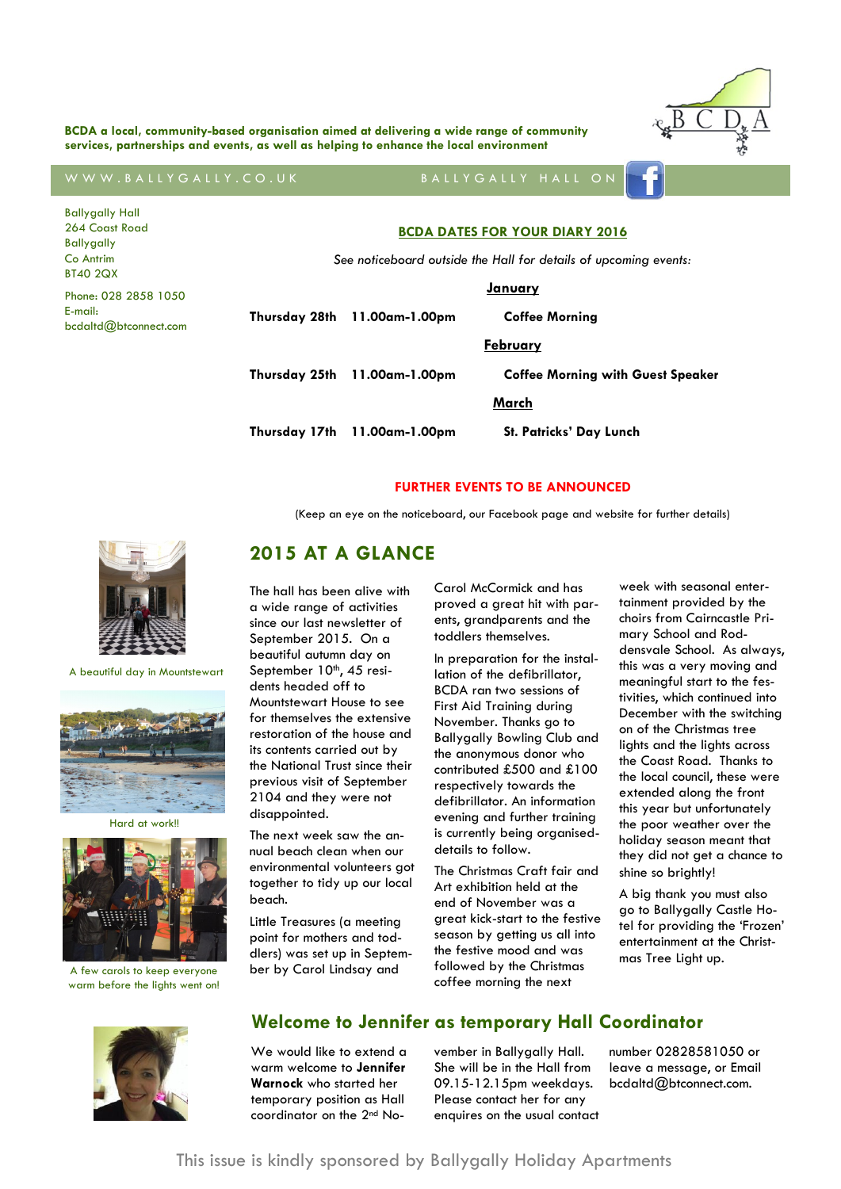**BCDA a local, community-based organisation aimed at delivering a wide range of community services, partnerships and events, as well as helping to enhance the local environment**

WWW.BALLYGALLY.CO.UK BALLYGALLY HALL ON

Ballygally Hall
264 Coast Road
Ballygally
Co Antrim
BT40 2QX

Phone: 028 2858 1050
E-mail:
bcdaltd@btconnect.com

## BCDA DATES FOR YOUR DIARY 2016

*See noticeboard outside the Hall for details of upcoming events:*

**January**

**Thursday 28th 11.00am-1.00pm Coffee Morning**

**February**

**Thursday 25th 11.00am-1.00pm Coffee Morning with Guest Speaker**

**March**

**Thursday 17th 11.00am-1.00pm St. Patricks' Day Lunch**

**FURTHER EVENTS TO BE ANNOUNCED**

(Keep an eye on the noticeboard, our Facebook page and website for further details)

A beautiful day in Mountstewart

Hard at work!!

A few carols to keep everyone warm before the lights went on!

## 2015 AT A GLANCE

The hall has been alive with a wide range of activities since our last newsletter of September 2015. On a beautiful autumn day on September 10th, 45 residents headed off to Mountstewart House to see for themselves the extensive restoration of the house and its contents carried out by the National Trust since their previous visit of September 2104 and they were not disappointed.

The next week saw the annual beach clean when our environmental volunteers got together to tidy up our local beach.

Little Treasures (a meeting point for mothers and toddlers) was set up in September by Carol Lindsay and Carol McCormick and has proved a great hit with parents, grandparents and the toddlers themselves.

In preparation for the installation of the defibrillator, BCDA ran two sessions of First Aid Training during November. Thanks go to Ballygally Bowling Club and the anonymous donor who contributed £500 and £100 respectively towards the defibrillator. An information evening and further training is currently being organised-details to follow.

The Christmas Craft fair and Art exhibition held at the end of November was a great kick-start to the festive season by getting us all into the festive mood and was followed by the Christmas coffee morning the next week with seasonal entertainment provided by the choirs from Cairncastle Primary School and Roddensvale School. As always, this was a very moving and meaningful start to the festivities, which continued into December with the switching on of the Christmas tree lights and the lights across the Coast Road. Thanks to the local council, these were extended along the front this year but unfortunately the poor weather over the holiday season meant that they did not get a chance to shine so brightly!

A big thank you must also go to Ballygally Castle Hotel for providing the 'Frozen' entertainment at the Christmas Tree Light up.

## Welcome to Jennifer as temporary Hall Coordinator

We would like to extend a warm welcome to **Jennifer Warnock** who started her temporary position as Hall coordinator on the 2nd November in Ballygally Hall. She will be in the Hall from 09.15-12.15pm weekdays. Please contact her for any enquires on the usual contact number 02828581050 or leave a message, or Email bcdaltd@btconnect.com.

This issue is kindly sponsored by Ballygally Holiday Apartments